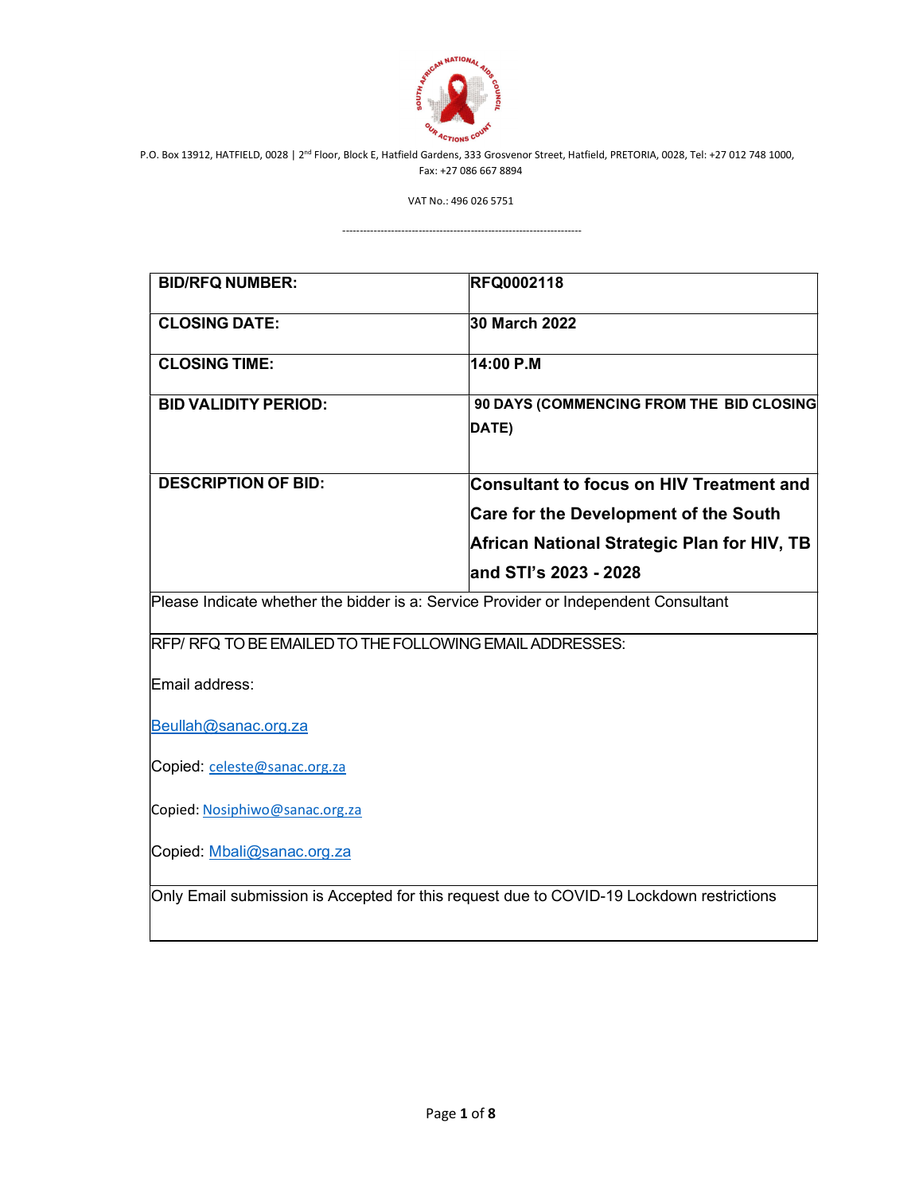P.O. Box 13912, HATFIELD, 0028 | 2nd Floor, Block E, Hatfield Gardens, 333 Grosvenor Street, Hatfield, PRETORIA, 0028, Tel: +27 012 748 1000, Fax: +27 086 667 8894

VAT No.: 496 026 5751

| | |
|---|---|
| **BID/RFQ NUMBER:** | **RFQ0002118** |
| **CLOSING DATE:** | **30 March 2022** |
| **CLOSING TIME:** | **14:00 P.M** |
| **BID VALIDITY PERIOD:** | **90 DAYS (COMMENCING FROM THE BID CLOSING DATE)** |
| **DESCRIPTION OF BID:** | **Consultant to focus on HIV Treatment and Care for the Development of the South African National Strategic Plan for HIV, TB and STI's 2023 - 2028** |
| Please Indicate whether the bidder is a: Service Provider or Independent Consultant | |
| RFP/ RFQ TO BE EMAILED TO THE FOLLOWING EMAIL ADDRESSES:<br><br>Email address:<br><br>Beullah@sanac.org.za<br><br>Copied: celeste@sanac.org.za<br><br>Copied: Nosiphiwo@sanac.org.za<br><br>Copied: Mbali@sanac.org.za | |
| Only Email submission is Accepted for this request due to COVID-19 Lockdown restrictions | |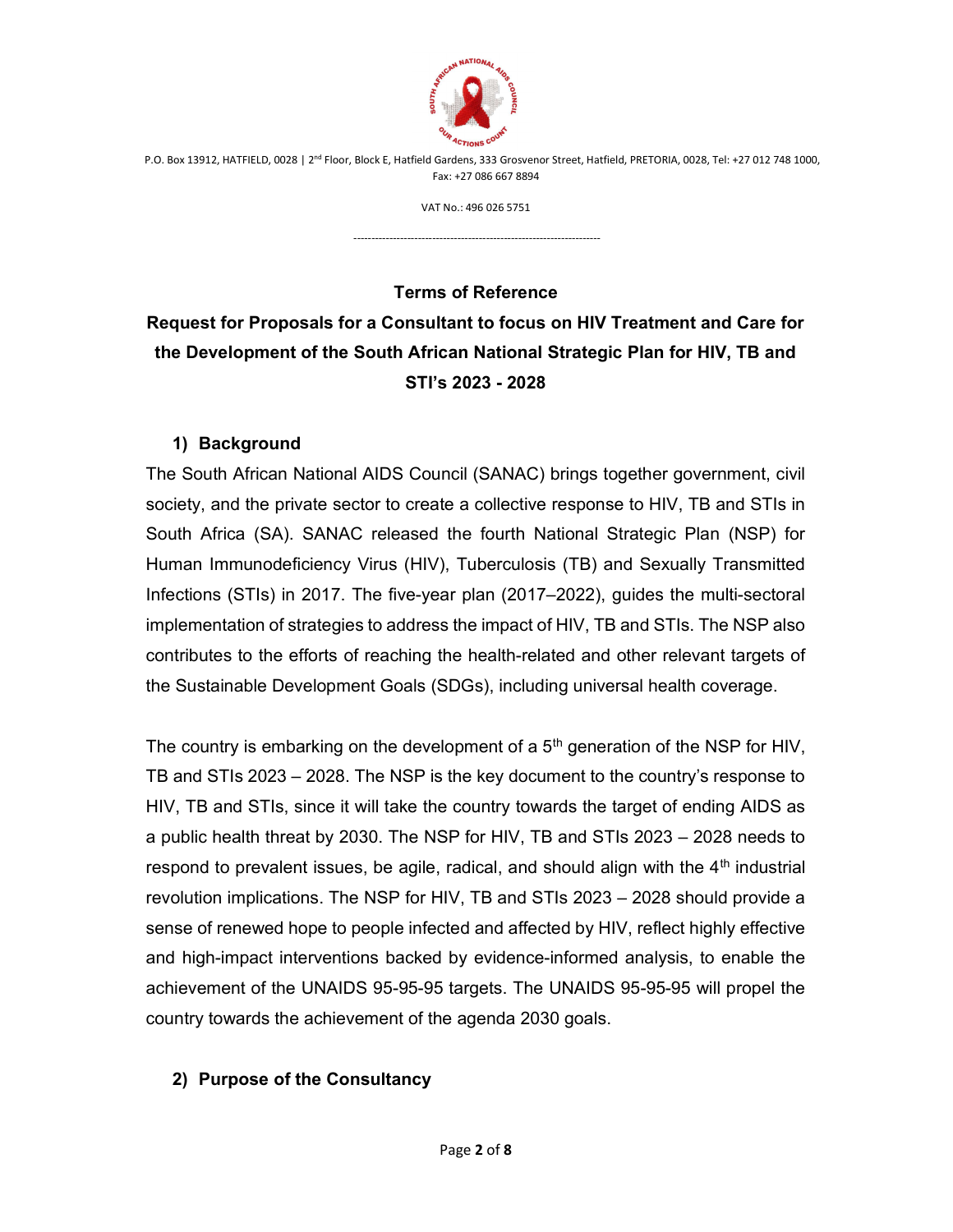P.O. Box 13912, HATFIELD, 0028 | 2nd Floor, Block E, Hatfield Gardens, 333 Grosvenor Street, Hatfield, PRETORIA, 0028, Tel: +27 012 748 1000, Fax: +27 086 667 8894

VAT No.: 496 026 5751

---

**Terms of Reference**

**Request for Proposals for a Consultant to focus on HIV Treatment and Care for the Development of the South African National Strategic Plan for HIV, TB and STI's 2023 - 2028**

## 1) Background

The South African National AIDS Council (SANAC) brings together government, civil society, and the private sector to create a collective response to HIV, TB and STIs in South Africa (SA). SANAC released the fourth National Strategic Plan (NSP) for Human Immunodeficiency Virus (HIV), Tuberculosis (TB) and Sexually Transmitted Infections (STIs) in 2017. The five-year plan (2017–2022), guides the multi-sectoral implementation of strategies to address the impact of HIV, TB and STIs. The NSP also contributes to the efforts of reaching the health-related and other relevant targets of the Sustainable Development Goals (SDGs), including universal health coverage.

The country is embarking on the development of a 5th generation of the NSP for HIV, TB and STIs 2023 – 2028. The NSP is the key document to the country's response to HIV, TB and STIs, since it will take the country towards the target of ending AIDS as a public health threat by 2030. The NSP for HIV, TB and STIs 2023 – 2028 needs to respond to prevalent issues, be agile, radical, and should align with the 4th industrial revolution implications. The NSP for HIV, TB and STIs 2023 – 2028 should provide a sense of renewed hope to people infected and affected by HIV, reflect highly effective and high-impact interventions backed by evidence-informed analysis, to enable the achievement of the UNAIDS 95-95-95 targets. The UNAIDS 95-95-95 will propel the country towards the achievement of the agenda 2030 goals.

## 2) Purpose of the Consultancy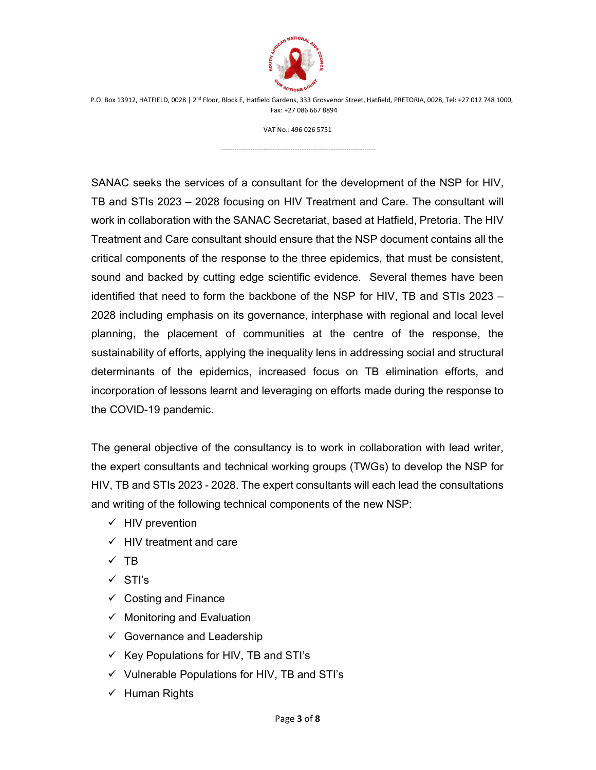SANAC seeks the services of a consultant for the development of the NSP for HIV, TB and STIs 2023 – 2028 focusing on HIV Treatment and Care. The consultant will work in collaboration with the SANAC Secretariat, based at Hatfield, Pretoria. The HIV Treatment and Care consultant should ensure that the NSP document contains all the critical components of the response to the three epidemics, that must be consistent, sound and backed by cutting edge scientific evidence. Several themes have been identified that need to form the backbone of the NSP for HIV, TB and STIs 2023 – 2028 including emphasis on its governance, interphase with regional and local level planning, the placement of communities at the centre of the response, the sustainability of efforts, applying the inequality lens in addressing social and structural determinants of the epidemics, increased focus on TB elimination efforts, and incorporation of lessons learnt and leveraging on efforts made during the response to the COVID-19 pandemic.

The general objective of the consultancy is to work in collaboration with lead writer, the expert consultants and technical working groups (TWGs) to develop the NSP for HIV, TB and STIs 2023 - 2028. The expert consultants will each lead the consultations and writing of the following technical components of the new NSP:

- ✓ HIV prevention
- ✓ HIV treatment and care
- ✓ TB
- ✓ STI's
- ✓ Costing and Finance
- ✓ Monitoring and Evaluation
- ✓ Governance and Leadership
- ✓ Key Populations for HIV, TB and STI's
- ✓ Vulnerable Populations for HIV, TB and STI's
- ✓ Human Rights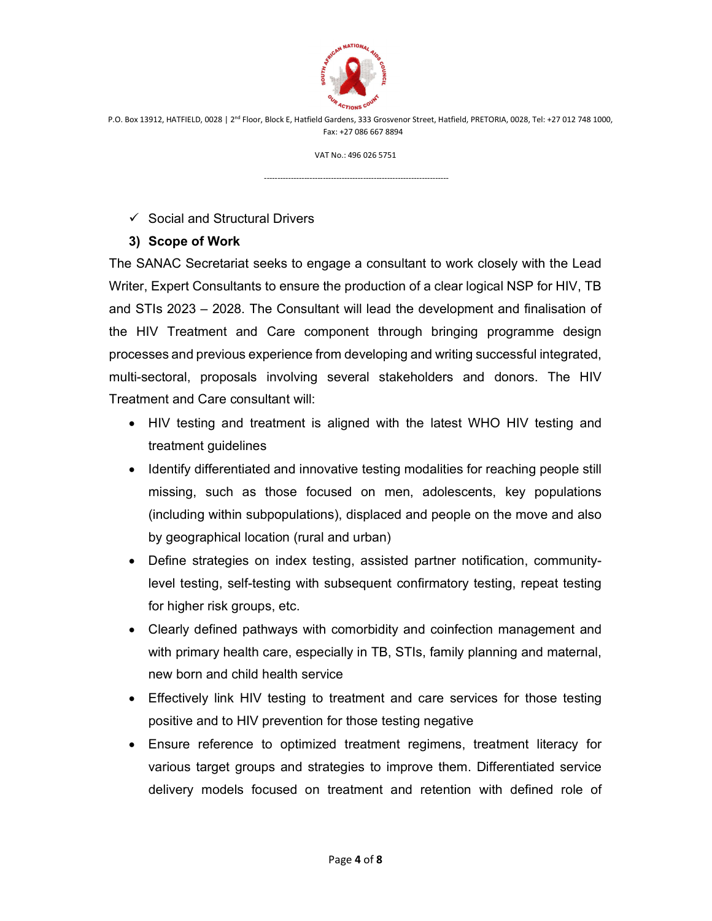- ✓ Social and Structural Drivers

### 3) Scope of Work

The SANAC Secretariat seeks to engage a consultant to work closely with the Lead Writer, Expert Consultants to ensure the production of a clear logical NSP for HIV, TB and STIs 2023 – 2028. The Consultant will lead the development and finalisation of the HIV Treatment and Care component through bringing programme design processes and previous experience from developing and writing successful integrated, multi-sectoral, proposals involving several stakeholders and donors. The HIV Treatment and Care consultant will:

- HIV testing and treatment is aligned with the latest WHO HIV testing and treatment guidelines
- Identify differentiated and innovative testing modalities for reaching people still missing, such as those focused on men, adolescents, key populations (including within subpopulations), displaced and people on the move and also by geographical location (rural and urban)
- Define strategies on index testing, assisted partner notification, community-level testing, self-testing with subsequent confirmatory testing, repeat testing for higher risk groups, etc.
- Clearly defined pathways with comorbidity and coinfection management and with primary health care, especially in TB, STIs, family planning and maternal, new born and child health service
- Effectively link HIV testing to treatment and care services for those testing positive and to HIV prevention for those testing negative
- Ensure reference to optimized treatment regimens, treatment literacy for various target groups and strategies to improve them. Differentiated service delivery models focused on treatment and retention with defined role of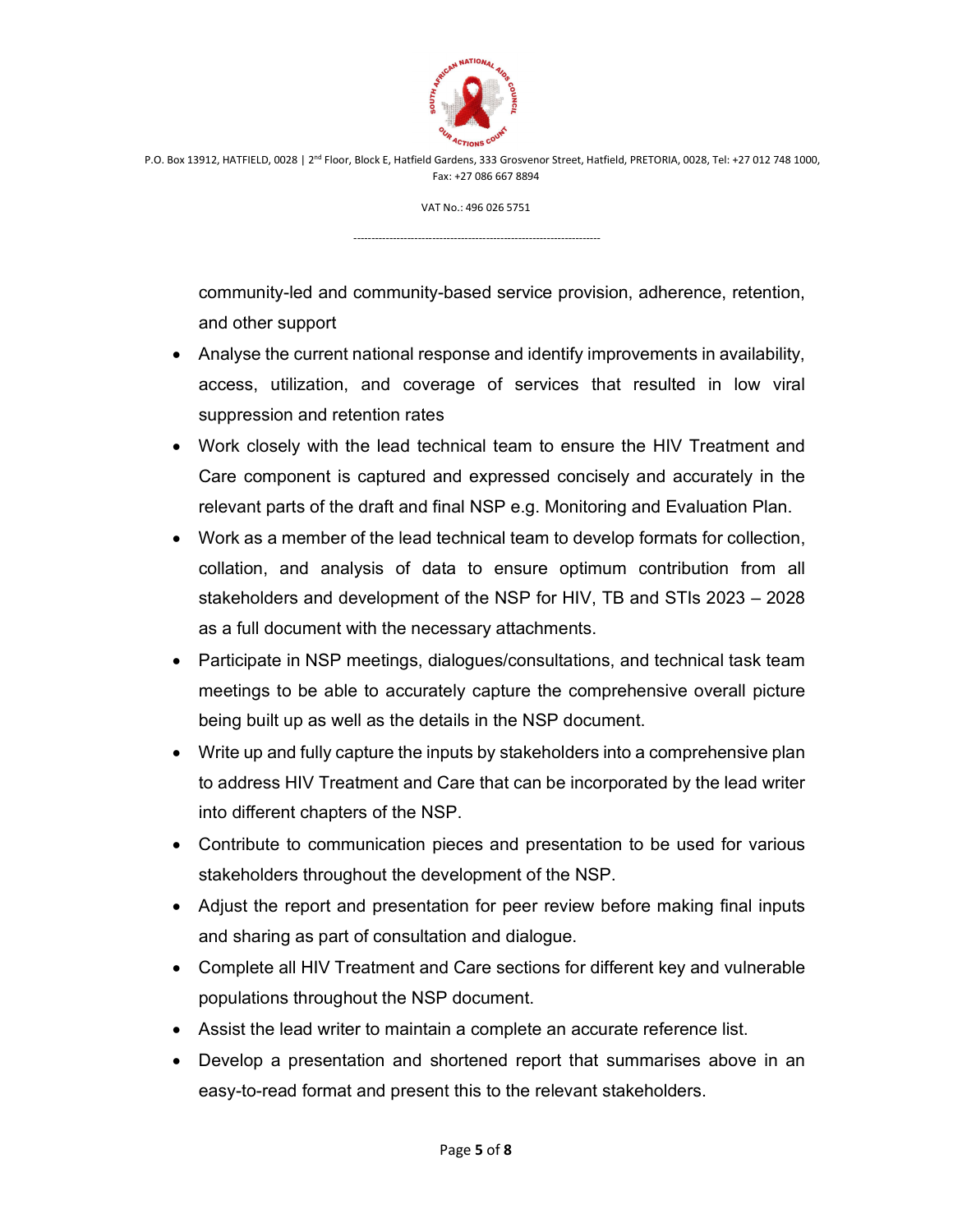community-led and community-based service provision, adherence, retention, and other support

- Analyse the current national response and identify improvements in availability, access, utilization, and coverage of services that resulted in low viral suppression and retention rates
- Work closely with the lead technical team to ensure the HIV Treatment and Care component is captured and expressed concisely and accurately in the relevant parts of the draft and final NSP e.g. Monitoring and Evaluation Plan.
- Work as a member of the lead technical team to develop formats for collection, collation, and analysis of data to ensure optimum contribution from all stakeholders and development of the NSP for HIV, TB and STIs 2023 – 2028 as a full document with the necessary attachments.
- Participate in NSP meetings, dialogues/consultations, and technical task team meetings to be able to accurately capture the comprehensive overall picture being built up as well as the details in the NSP document.
- Write up and fully capture the inputs by stakeholders into a comprehensive plan to address HIV Treatment and Care that can be incorporated by the lead writer into different chapters of the NSP.
- Contribute to communication pieces and presentation to be used for various stakeholders throughout the development of the NSP.
- Adjust the report and presentation for peer review before making final inputs and sharing as part of consultation and dialogue.
- Complete all HIV Treatment and Care sections for different key and vulnerable populations throughout the NSP document.
- Assist the lead writer to maintain a complete an accurate reference list.
- Develop a presentation and shortened report that summarises above in an easy-to-read format and present this to the relevant stakeholders.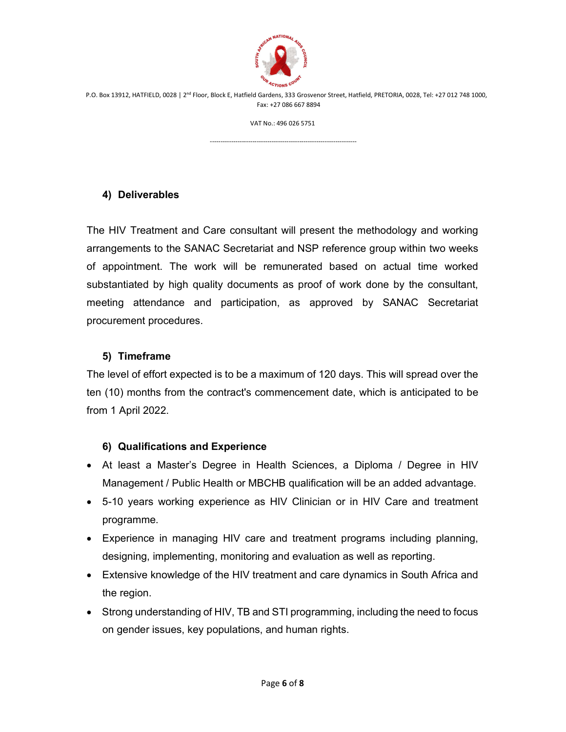## 4) Deliverables

The HIV Treatment and Care consultant will present the methodology and working arrangements to the SANAC Secretariat and NSP reference group within two weeks of appointment. The work will be remunerated based on actual time worked substantiated by high quality documents as proof of work done by the consultant, meeting attendance and participation, as approved by SANAC Secretariat procurement procedures.

## 5) Timeframe

The level of effort expected is to be a maximum of 120 days. This will spread over the ten (10) months from the contract's commencement date, which is anticipated to be from 1 April 2022.

## 6) Qualifications and Experience

- At least a Master's Degree in Health Sciences, a Diploma / Degree in HIV Management / Public Health or MBCHB qualification will be an added advantage.
- 5-10 years working experience as HIV Clinician or in HIV Care and treatment programme.
- Experience in managing HIV care and treatment programs including planning, designing, implementing, monitoring and evaluation as well as reporting.
- Extensive knowledge of the HIV treatment and care dynamics in South Africa and the region.
- Strong understanding of HIV, TB and STI programming, including the need to focus on gender issues, key populations, and human rights.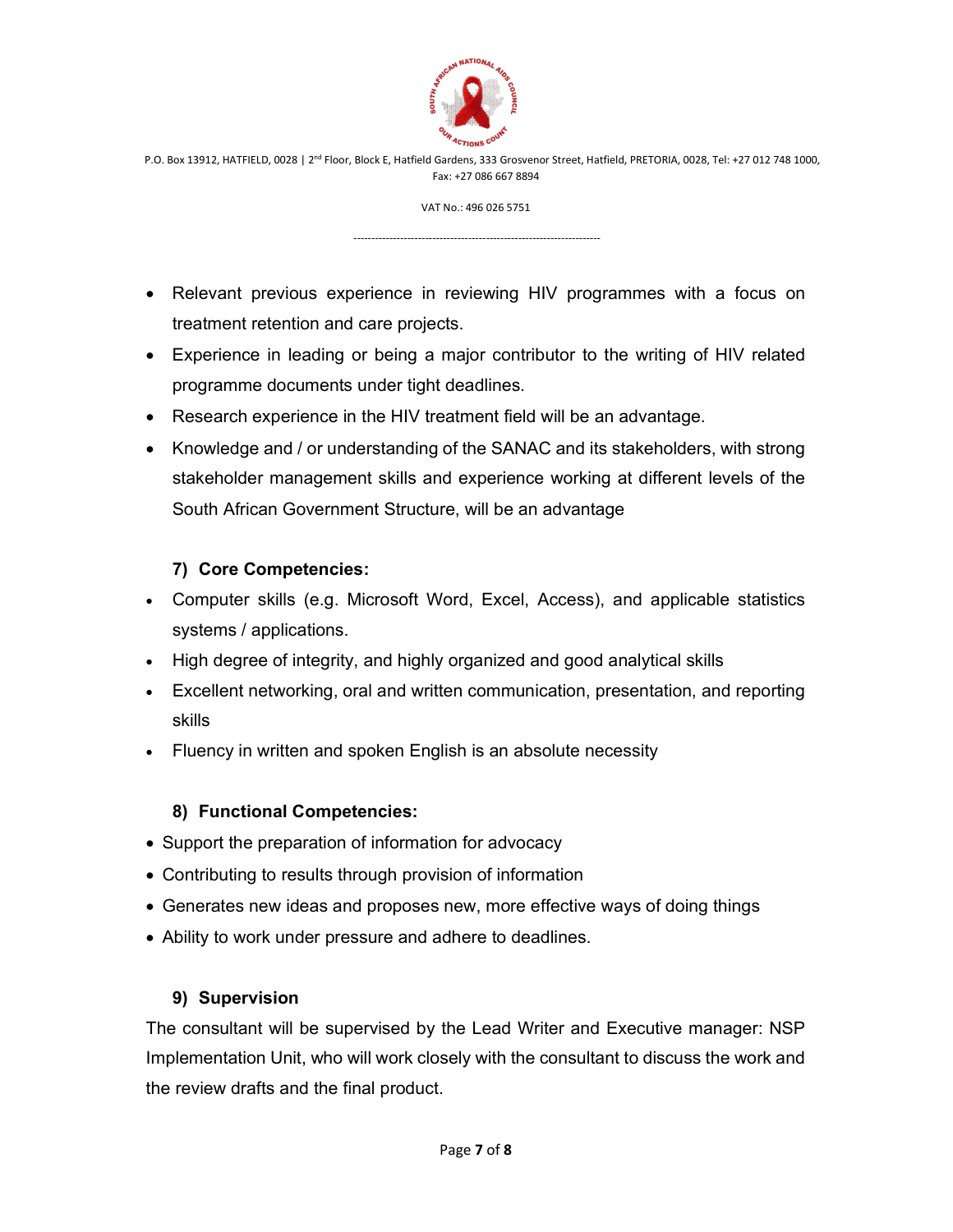- Relevant previous experience in reviewing HIV programmes with a focus on treatment retention and care projects.
- Experience in leading or being a major contributor to the writing of HIV related programme documents under tight deadlines.
- Research experience in the HIV treatment field will be an advantage.
- Knowledge and / or understanding of the SANAC and its stakeholders, with strong stakeholder management skills and experience working at different levels of the South African Government Structure, will be an advantage

## 7) Core Competencies:

- Computer skills (e.g. Microsoft Word, Excel, Access), and applicable statistics systems / applications.
- High degree of integrity, and highly organized and good analytical skills
- Excellent networking, oral and written communication, presentation, and reporting skills
- Fluency in written and spoken English is an absolute necessity

## 8) Functional Competencies:

- Support the preparation of information for advocacy
- Contributing to results through provision of information
- Generates new ideas and proposes new, more effective ways of doing things
- Ability to work under pressure and adhere to deadlines.

## 9) Supervision

The consultant will be supervised by the Lead Writer and Executive manager: NSP Implementation Unit, who will work closely with the consultant to discuss the work and the review drafts and the final product.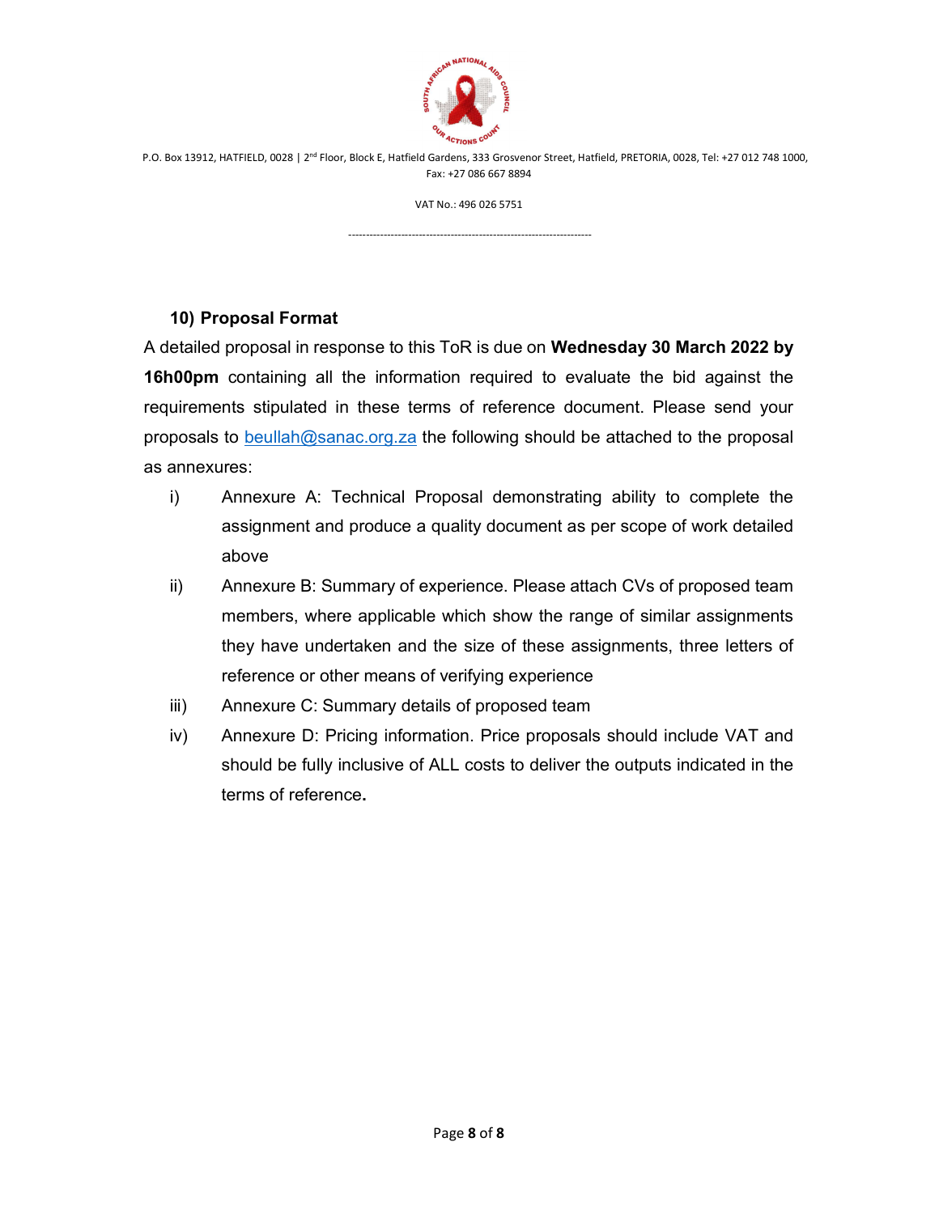## 10) Proposal Format

A detailed proposal in response to this ToR is due on **Wednesday 30 March 2022 by 16h00pm** containing all the information required to evaluate the bid against the requirements stipulated in these terms of reference document. Please send your proposals to beullah@sanac.org.za the following should be attached to the proposal as annexures:

i) Annexure A: Technical Proposal demonstrating ability to complete the assignment and produce a quality document as per scope of work detailed above

ii) Annexure B: Summary of experience. Please attach CVs of proposed team members, where applicable which show the range of similar assignments they have undertaken and the size of these assignments, three letters of reference or other means of verifying experience

iii) Annexure C: Summary details of proposed team

iv) Annexure D: Pricing information. Price proposals should include VAT and should be fully inclusive of ALL costs to deliver the outputs indicated in the terms of reference**.**